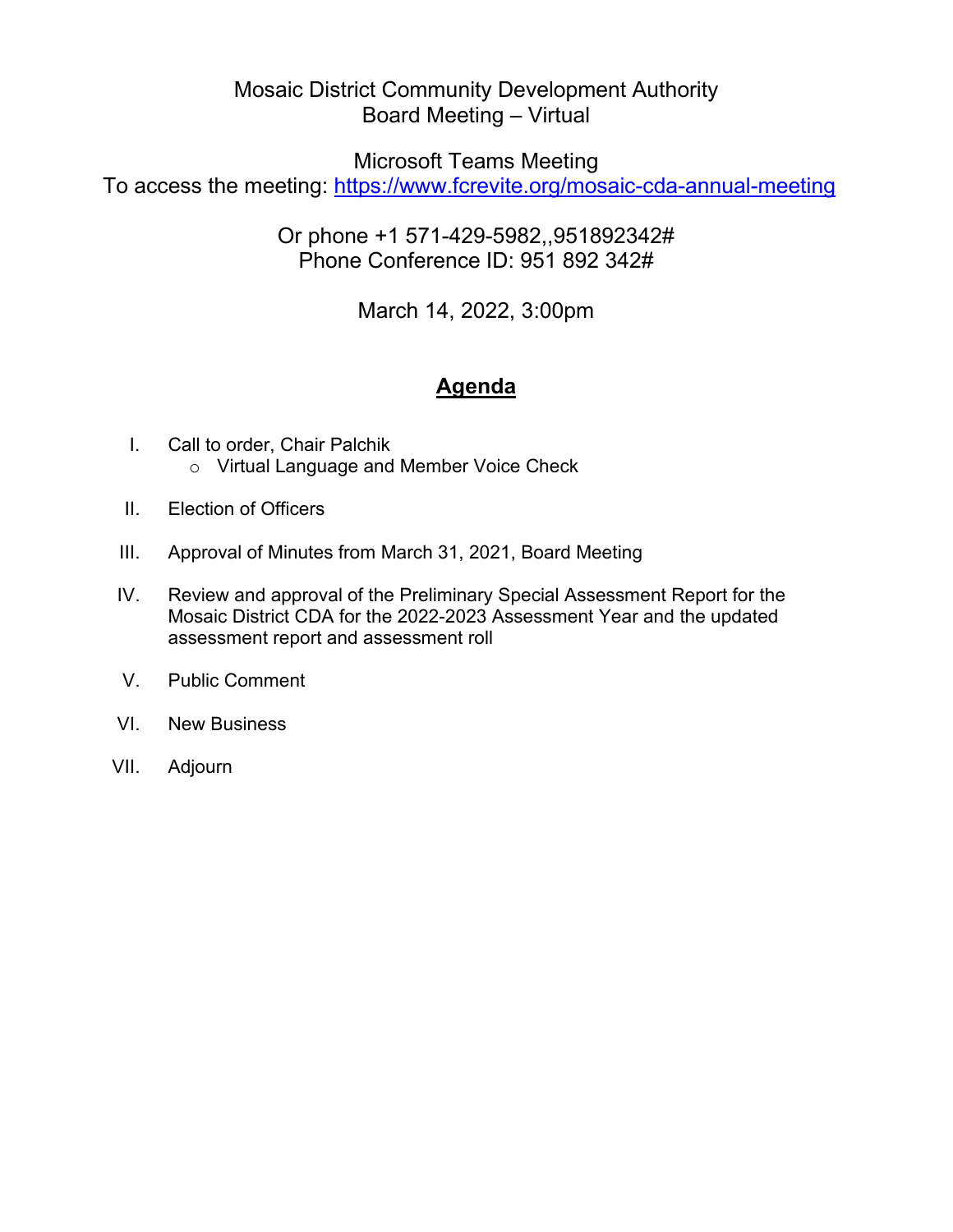Mosaic District Community Development Authority
Board Meeting – Virtual

Microsoft Teams Meeting
To access the meeting: [https://www.fcrevite.org/mosaic-cda-annual-meeting](https://www.fcrevite.org/mosaic-cda-annual-meeting)

Or phone +1 571-429-5982,,951892342#
Phone Conference ID: 951 892 342#

March 14, 2022, 3:00pm

## Agenda

I. Call to order, Chair Palchik
   - Virtual Language and Member Voice Check

II. Election of Officers

III. Approval of Minutes from March 31, 2021, Board Meeting

IV. Review and approval of the Preliminary Special Assessment Report for the Mosaic District CDA for the 2022-2023 Assessment Year and the updated assessment report and assessment roll

V. Public Comment

VI. New Business

VII. Adjourn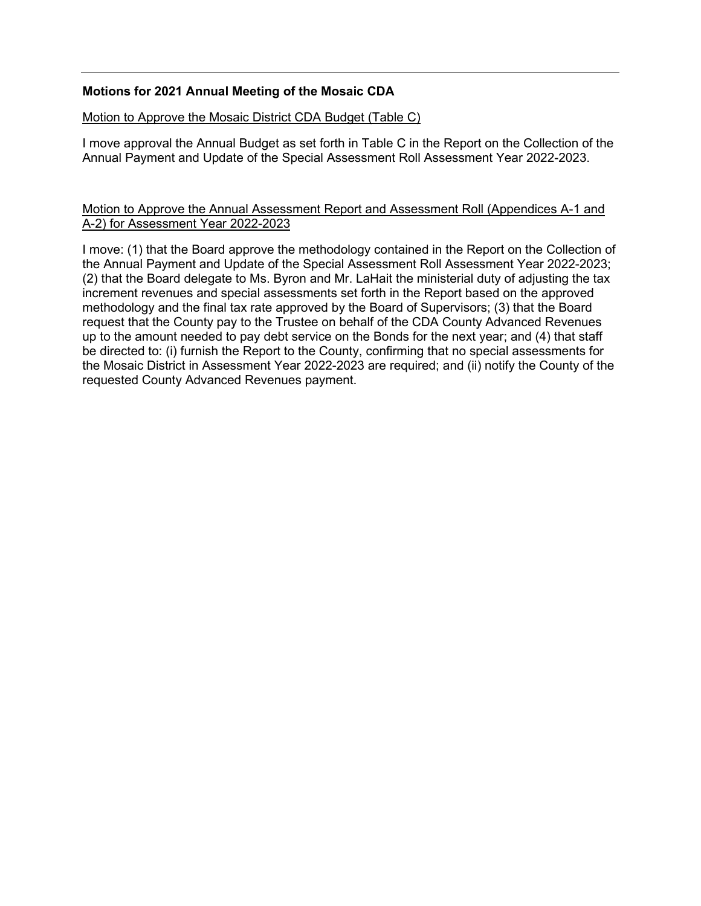**Motions for 2021 Annual Meeting of the Mosaic CDA**

Motion to Approve the Mosaic District CDA Budget (Table C)

I move approval the Annual Budget as set forth in Table C in the Report on the Collection of the Annual Payment and Update of the Special Assessment Roll Assessment Year 2022-2023.

Motion to Approve the Annual Assessment Report and Assessment Roll (Appendices A-1 and A-2) for Assessment Year 2022-2023

I move: (1) that the Board approve the methodology contained in the Report on the Collection of the Annual Payment and Update of the Special Assessment Roll Assessment Year 2022-2023; (2) that the Board delegate to Ms. Byron and Mr. LaHait the ministerial duty of adjusting the tax increment revenues and special assessments set forth in the Report based on the approved methodology and the final tax rate approved by the Board of Supervisors; (3) that the Board request that the County pay to the Trustee on behalf of the CDA County Advanced Revenues up to the amount needed to pay debt service on the Bonds for the next year; and (4) that staff be directed to: (i) furnish the Report to the County, confirming that no special assessments for the Mosaic District in Assessment Year 2022-2023 are required; and (ii) notify the County of the requested County Advanced Revenues payment.